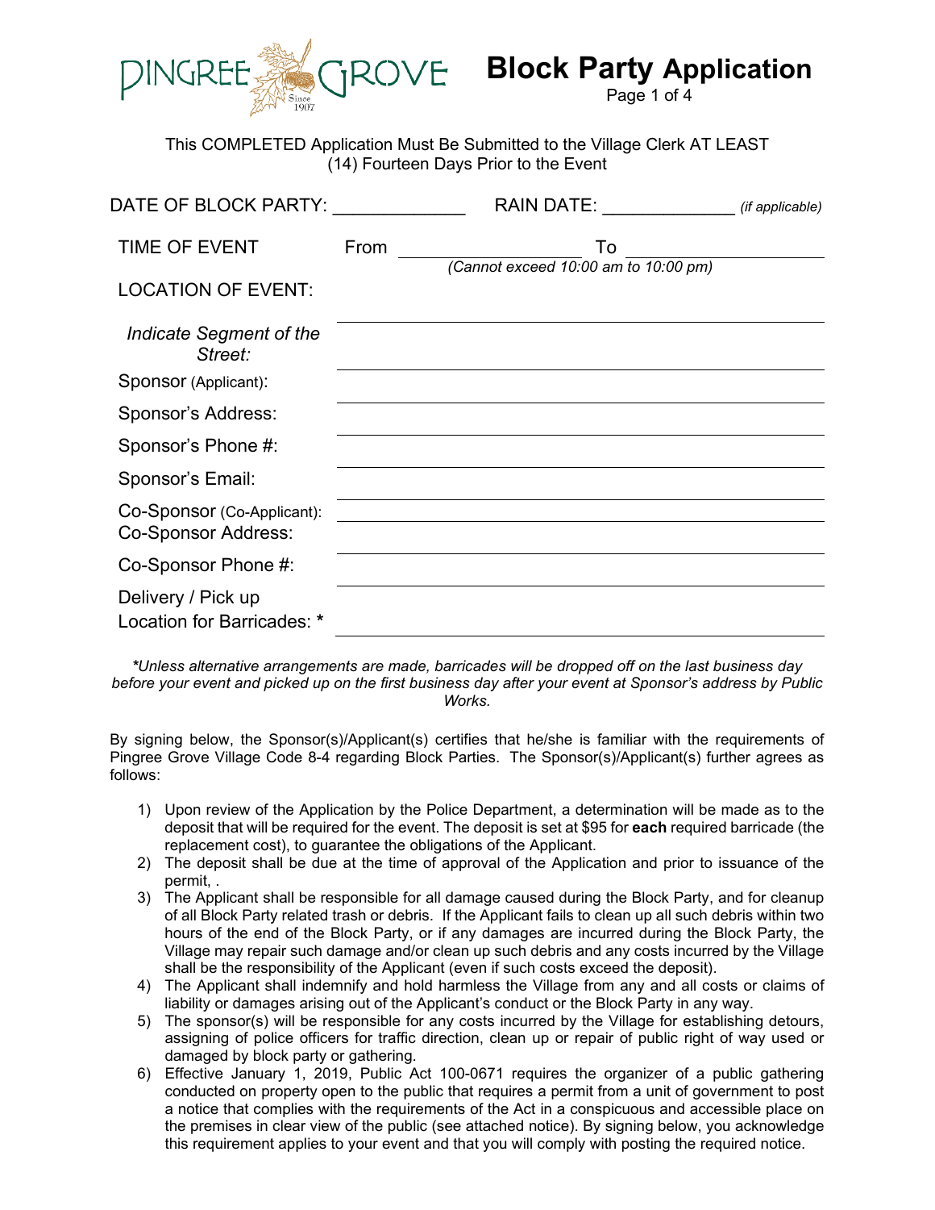# Block Party Application

This COMPLETED Application Must Be Submitted to the Village Clerk AT LEAST (14) Fourteen Days Prior to the Event

DATE OF BLOCK PARTY: _____________ RAIN DATE: _____________ *(if applicable)*

TIME OF EVENT From _________________ To _________________
*(Cannot exceed 10:00 am to 10:00 pm)*

LOCATION OF EVENT: _______________________________

*Indicate Segment of the Street:* _______________________________

Sponsor (Applicant): _______________________________

Sponsor's Address: _______________________________

Sponsor's Phone #: _______________________________

Sponsor's Email: _______________________________

Co-Sponsor (Co-Applicant): _______________________________

Co-Sponsor Address: _______________________________

Co-Sponsor Phone #: _______________________________

Delivery / Pick up Location for Barricades: * _______________________________

*\*Unless alternative arrangements are made, barricades will be dropped off on the last business day before your event and picked up on the first business day after your event at Sponsor's address by Public Works.*

By signing below, the Sponsor(s)/Applicant(s) certifies that he/she is familiar with the requirements of Pingree Grove Village Code 8-4 regarding Block Parties. The Sponsor(s)/Applicant(s) further agrees as follows:

1) Upon review of the Application by the Police Department, a determination will be made as to the deposit that will be required for the event. The deposit is set at $95 for **each** required barricade (the replacement cost), to guarantee the obligations of the Applicant.
2) The deposit shall be due at the time of approval of the Application and prior to issuance of the permit, .
3) The Applicant shall be responsible for all damage caused during the Block Party, and for cleanup of all Block Party related trash or debris. If the Applicant fails to clean up all such debris within two hours of the end of the Block Party, or if any damages are incurred during the Block Party, the Village may repair such damage and/or clean up such debris and any costs incurred by the Village shall be the responsibility of the Applicant (even if such costs exceed the deposit).
4) The Applicant shall indemnify and hold harmless the Village from any and all costs or claims of liability or damages arising out of the Applicant's conduct or the Block Party in any way.
5) The sponsor(s) will be responsible for any costs incurred by the Village for establishing detours, assigning of police officers for traffic direction, clean up or repair of public right of way used or damaged by block party or gathering.
6) Effective January 1, 2019, Public Act 100-0671 requires the organizer of a public gathering conducted on property open to the public that requires a permit from a unit of government to post a notice that complies with the requirements of the Act in a conspicuous and accessible place on the premises in clear view of the public (see attached notice). By signing below, you acknowledge this requirement applies to your event and that you will comply with posting the required notice.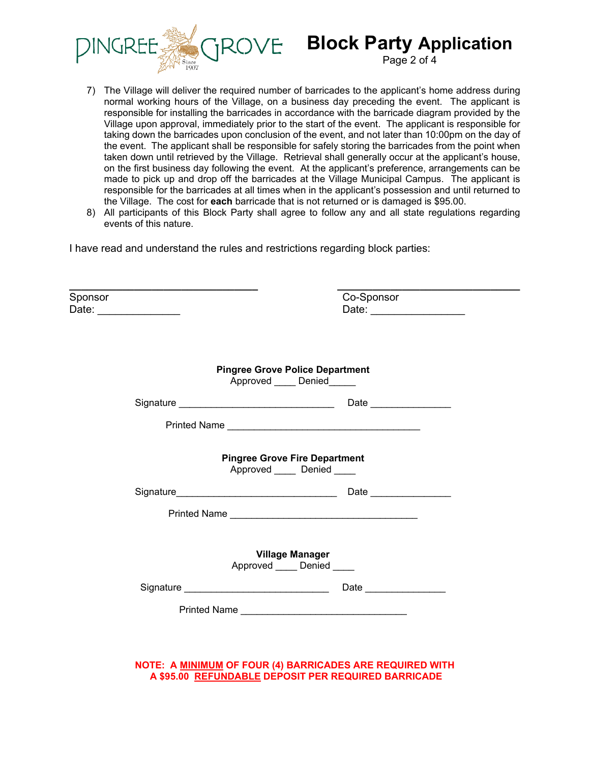7) The Village will deliver the required number of barricades to the applicant's home address during normal working hours of the Village, on a business day preceding the event. The applicant is responsible for installing the barricades in accordance with the barricade diagram provided by the Village upon approval, immediately prior to the start of the event. The applicant is responsible for taking down the barricades upon conclusion of the event, and not later than 10:00pm on the day of the event. The applicant shall be responsible for safely storing the barricades from the point when taken down until retrieved by the Village. Retrieval shall generally occur at the applicant's house, on the first business day following the event. At the applicant's preference, arrangements can be made to pick up and drop off the barricades at the Village Municipal Campus. The applicant is responsible for the barricades at all times when in the applicant's possession and until returned to the Village. The cost for **each** barricade that is not returned or is damaged is $95.00.
8) All participants of this Block Party shall agree to follow any and all state regulations regarding events of this nature.

I have read and understand the rules and restrictions regarding block parties:

______________________________
Sponsor
Date: ______________

______________________________
Co-Sponsor
Date: ________________

**Pingree Grove Police Department**
Approved ____ Denied_____

Signature ____________________________ Date ______________

Printed Name ___________________________________

**Pingree Grove Fire Department**
Approved ____ Denied ____

Signature_____________________________ Date ______________

Printed Name _________________________________

**Village Manager**
Approved ____ Denied ____

Signature __________________________ Date ______________

Printed Name ______________________________

**NOTE: A MINIMUM OF FOUR (4) BARRICADES ARE REQUIRED WITH A $95.00 REFUNDABLE DEPOSIT PER REQUIRED BARRICADE**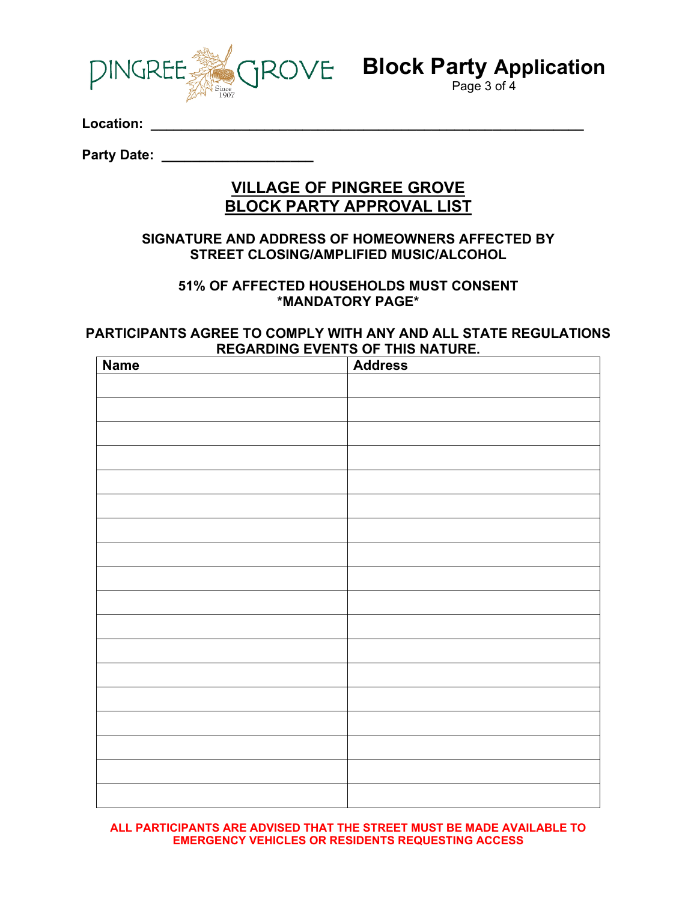# Block Party Application

**Location:** ____________________________________________________________

**Party Date:** ____________________

## VILLAGE OF PINGREE GROVE
## BLOCK PARTY APPROVAL LIST

**SIGNATURE AND ADDRESS OF HOMEOWNERS AFFECTED BY STREET CLOSING/AMPLIFIED MUSIC/ALCOHOL**

**51% OF AFFECTED HOUSEHOLDS MUST CONSENT**
**\*MANDATORY PAGE\***

**PARTICIPANTS AGREE TO COMPLY WITH ANY AND ALL STATE REGULATIONS REGARDING EVENTS OF THIS NATURE.**

| Name | Address |
|---|---|
| | |
| | |
| | |
| | |
| | |
| | |
| | |
| | |
| | |
| | |
| | |
| | |
| | |
| | |
| | |
| | |
| | |
| | |

**ALL PARTICIPANTS ARE ADVISED THAT THE STREET MUST BE MADE AVAILABLE TO EMERGENCY VEHICLES OR RESIDENTS REQUESTING ACCESS**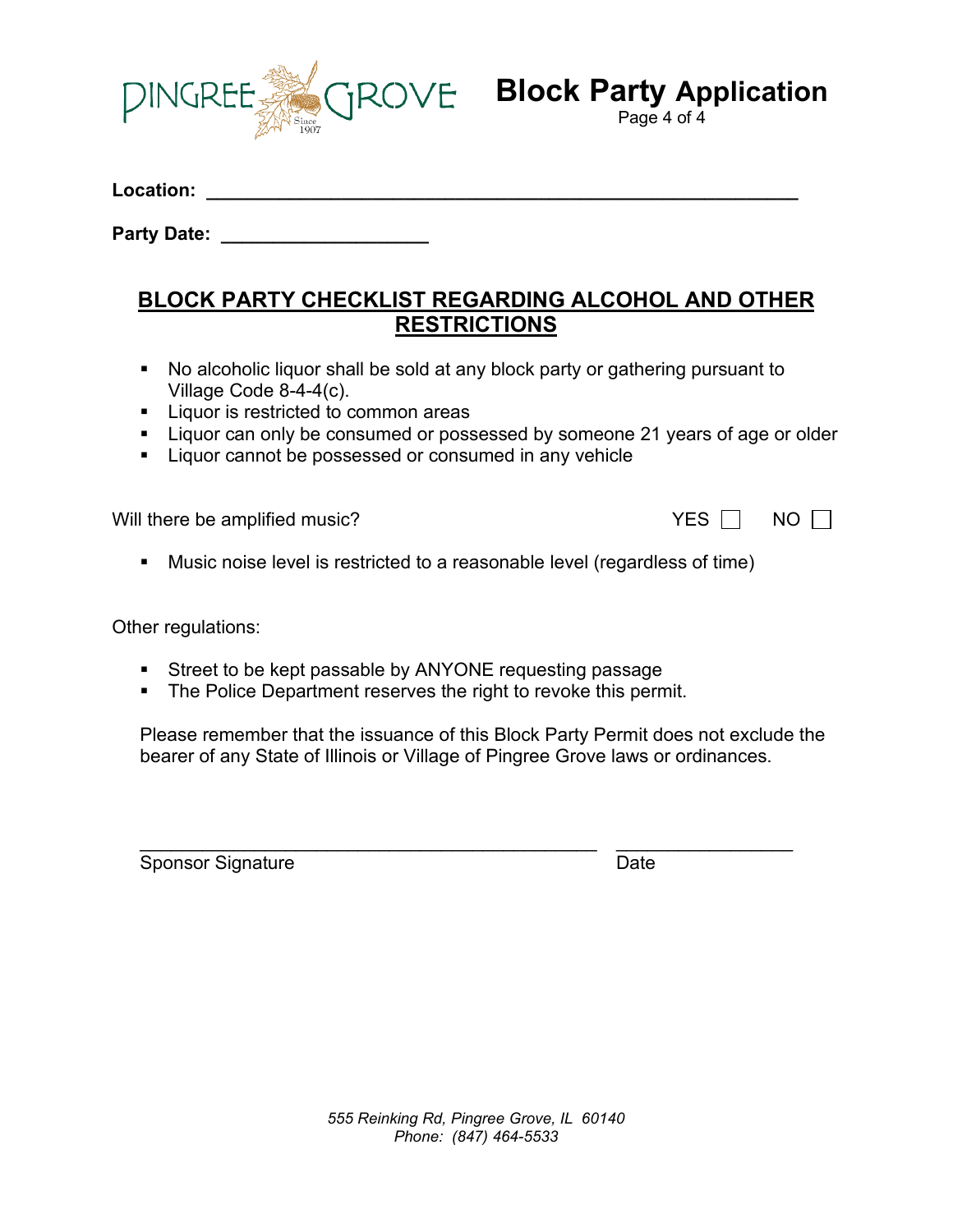# Block Party Application

**Location:** ______________________________________________

**Party Date:** ____________________

## BLOCK PARTY CHECKLIST REGARDING ALCOHOL AND OTHER RESTRICTIONS

- No alcoholic liquor shall be sold at any block party or gathering pursuant to Village Code 8-4-4(c).
- Liquor is restricted to common areas
- Liquor can only be consumed or possessed by someone 21 years of age or older
- Liquor cannot be possessed or consumed in any vehicle

Will there be amplified music? YES ☐ NO ☐

- Music noise level is restricted to a reasonable level (regardless of time)

Other regulations:

- Street to be kept passable by ANYONE requesting passage
- The Police Department reserves the right to revoke this permit.

Please remember that the issuance of this Block Party Permit does not exclude the bearer of any State of Illinois or Village of Pingree Grove laws or ordinances.

______________________________________________ __________________

Sponsor Signature Date

*555 Reinking Rd, Pingree Grove, IL 60140*
*Phone: (847) 464-5533*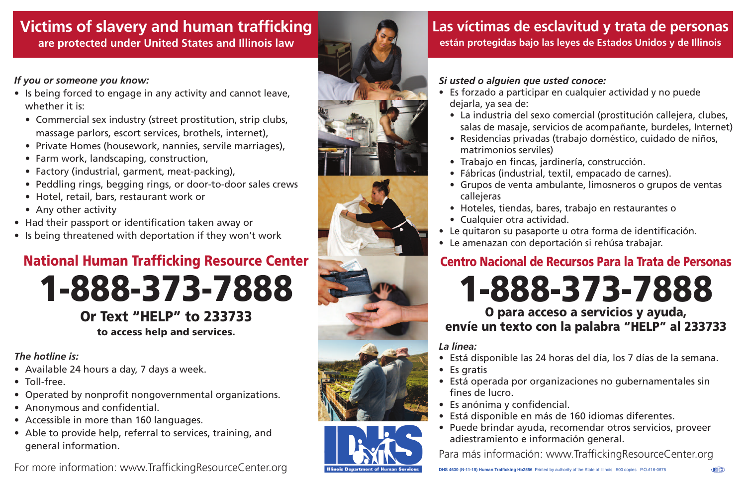# Victims of slavery and human trafficking

## are protected under United States and Illinois law

*If you or someone you know:*

- Is being forced to engage in any activity and cannot leave, whether it is:
  - Commercial sex industry (street prostitution, strip clubs, massage parlors, escort services, brothels, internet),
  - Private Homes (housework, nannies, servile marriages),
  - Farm work, landscaping, construction,
  - Factory (industrial, garment, meat-packing),
  - Peddling rings, begging rings, or door-to-door sales crews
  - Hotel, retail, bars, restaurant work or
  - Any other activity
- Had their passport or identification taken away or
- Is being threatened with deportation if they won't work

## National Human Trafficking Resource Center

# 1-888-373-7888

### Or Text "HELP" to 233733

**to access help and services.**

*The hotline is:*

- Available 24 hours a day, 7 days a week.
- Toll-free.
- Operated by nonprofit nongovernmental organizations.
- Anonymous and confidential.
- Accessible in more than 160 languages.
- Able to provide help, referral to services, training, and general information.

For more information: www.TraffickingResourceCenter.org

# Las víctimas de esclavitud y trata de personas

## están protegidas bajo las leyes de Estados Unidos y de Illinois

*Si usted o alguien que usted conoce:*

- Es forzado a participar en cualquier actividad y no puede dejarla, ya sea de:
  - La industria del sexo comercial (prostitución callejera, clubes, salas de masaje, servicios de acompañante, burdeles, Internet)
  - Residencias privadas (trabajo doméstico, cuidado de niños, matrimonios serviles)
  - Trabajo en fincas, jardinería, construcción.
  - Fábricas (industrial, textil, empacado de carnes).
  - Grupos de venta ambulante, limosneros o grupos de ventas callejeras
  - Hoteles, tiendas, bares, trabajo en restaurantes o
  - Cualquier otra actividad.
- Le quitaron su pasaporte u otra forma de identificación.
- Le amenazan con deportación si rehúsa trabajar.

## Centro Nacional de Recursos Para la Trata de Personas

# 1-888-373-7888

### O para acceso a servicios y ayuda, envíe un texto con la palabra "HELP" al 233733

*La línea:*

- Está disponible las 24 horas del día, los 7 días de la semana.
- Es gratis
- Está operada por organizaciones no gubernamentales sin fines de lucro.
- Es anónima y confidencial.
- Está disponible en más de 160 idiomas diferentes.
- Puede brindar ayuda, recomendar otros servicios, proveer adiestramiento e información general.

Para más información: www.TraffickingResourceCenter.org

IDHS Illinois Department of Human Services

DHS 4630 (N-11-15) Human Trafficking Hb2556 Printed by authority of the State of Illinois. 500 copies P.O.#16-0675